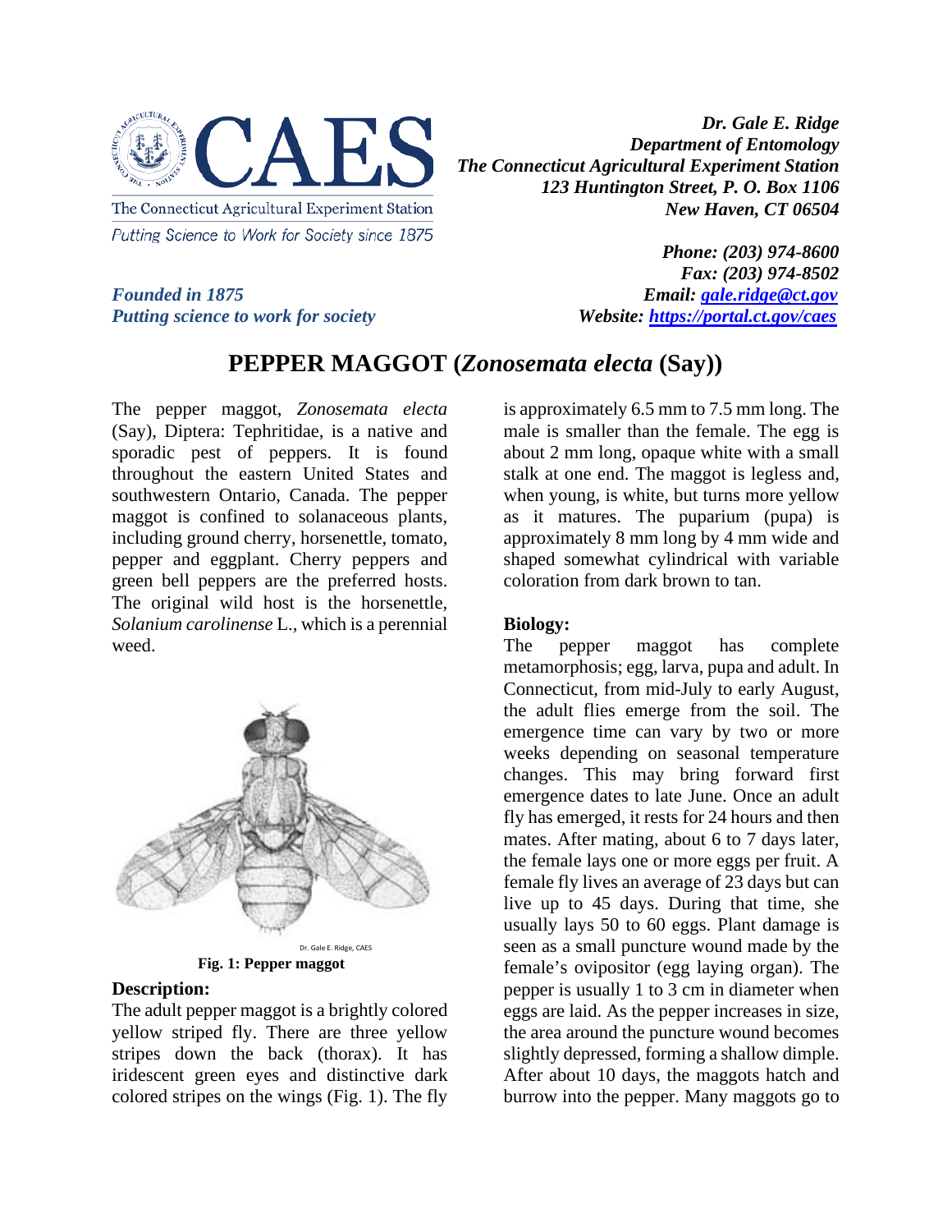The Connecticut Agricultural Experiment Station

*Putting Science to Work for Society since 1875*

***Founded in 1875***
***Putting science to work for society***

***Dr. Gale E. Ridge***
***Department of Entomology***
***The Connecticut Agricultural Experiment Station***
***123 Huntington Street, P. O. Box 1106***
***New Haven, CT 06504***

***Phone: (203) 974-8600***
***Fax: (203) 974-8502***
***Email: [gale.ridge@ct.gov](mailto:gale.ridge@ct.gov)***
***Website: [https://portal.ct.gov/caes](https://portal.ct.gov/caes)***

# PEPPER MAGGOT (*Zonosemata electa* (Say))

The pepper maggot, *Zonosemata electa* (Say), Diptera: Tephritidae, is a native and sporadic pest of peppers. It is found throughout the eastern United States and southwestern Ontario, Canada. The pepper maggot is confined to solanaceous plants, including ground cherry, horsenettle, tomato, pepper and eggplant. Cherry peppers and green bell peppers are the preferred hosts. The original wild host is the horsenettle, *Solanum carolinense* L., which is a perennial weed.

Dr. Gale E. Ridge, CAES

**Fig. 1: Pepper maggot**

## Description:

The adult pepper maggot is a brightly colored yellow striped fly. There are three yellow stripes down the back (thorax). It has iridescent green eyes and distinctive dark colored stripes on the wings (Fig. 1). The fly is approximately 6.5 mm to 7.5 mm long. The male is smaller than the female. The egg is about 2 mm long, opaque white with a small stalk at one end. The maggot is legless and, when young, is white, but turns more yellow as it matures. The puparium (pupa) is approximately 8 mm long by 4 mm wide and shaped somewhat cylindrical with variable coloration from dark brown to tan.

## Biology:

The pepper maggot has complete metamorphosis; egg, larva, pupa and adult. In Connecticut, from mid-July to early August, the adult flies emerge from the soil. The emergence time can vary by two or more weeks depending on seasonal temperature changes. This may bring forward first emergence dates to late June. Once an adult fly has emerged, it rests for 24 hours and then mates. After mating, about 6 to 7 days later, the female lays one or more eggs per fruit. A female fly lives an average of 23 days but can live up to 45 days. During that time, she usually lays 50 to 60 eggs. Plant damage is seen as a small puncture wound made by the female's ovipositor (egg laying organ). The pepper is usually 1 to 3 cm in diameter when eggs are laid. As the pepper increases in size, the area around the puncture wound becomes slightly depressed, forming a shallow dimple. After about 10 days, the maggots hatch and burrow into the pepper. Many maggots go to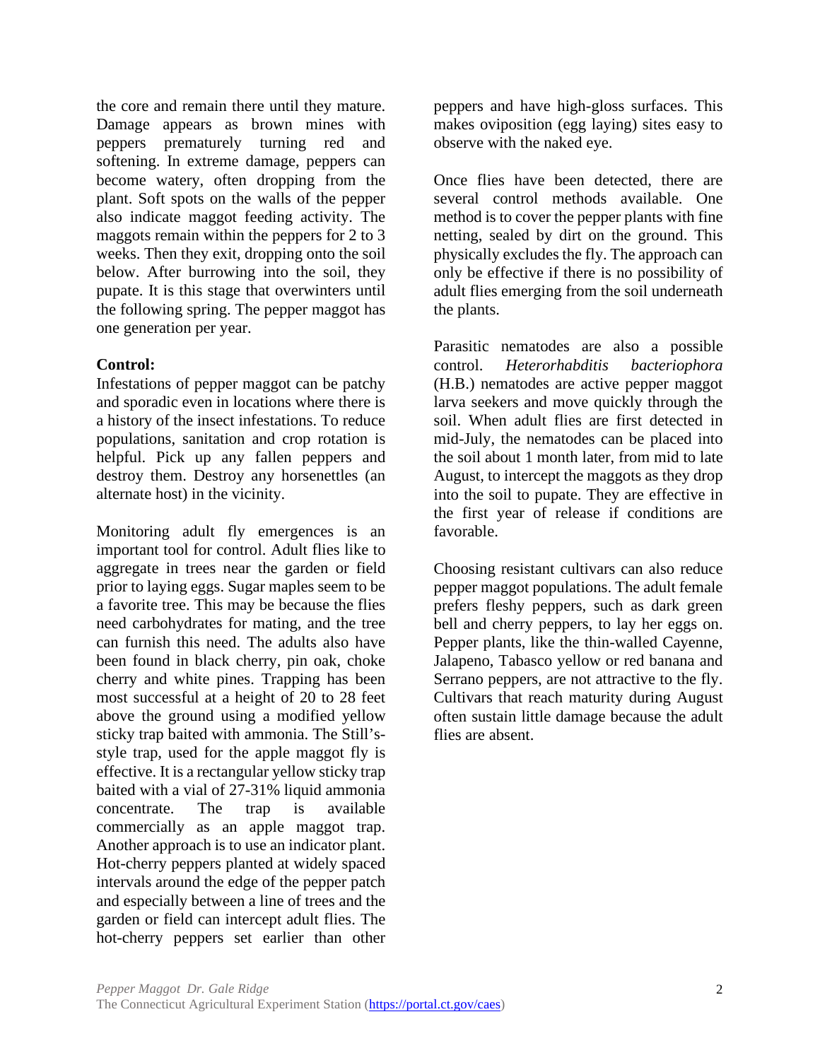the core and remain there until they mature. Damage appears as brown mines with peppers prematurely turning red and softening. In extreme damage, peppers can become watery, often dropping from the plant. Soft spots on the walls of the pepper also indicate maggot feeding activity. The maggots remain within the peppers for 2 to 3 weeks. Then they exit, dropping onto the soil below. After burrowing into the soil, they pupate. It is this stage that overwinters until the following spring. The pepper maggot has one generation per year.

**Control:**

Infestations of pepper maggot can be patchy and sporadic even in locations where there is a history of the insect infestations. To reduce populations, sanitation and crop rotation is helpful. Pick up any fallen peppers and destroy them. Destroy any horsenettles (an alternate host) in the vicinity.

Monitoring adult fly emergences is an important tool for control. Adult flies like to aggregate in trees near the garden or field prior to laying eggs. Sugar maples seem to be a favorite tree. This may be because the flies need carbohydrates for mating, and the tree can furnish this need. The adults also have been found in black cherry, pin oak, choke cherry and white pines. Trapping has been most successful at a height of 20 to 28 feet above the ground using a modified yellow sticky trap baited with ammonia. The Still's-style trap, used for the apple maggot fly is effective. It is a rectangular yellow sticky trap baited with a vial of 27-31% liquid ammonia concentrate. The trap is available commercially as an apple maggot trap. Another approach is to use an indicator plant. Hot-cherry peppers planted at widely spaced intervals around the edge of the pepper patch and especially between a line of trees and the garden or field can intercept adult flies. The hot-cherry peppers set earlier than other peppers and have high-gloss surfaces. This makes oviposition (egg laying) sites easy to observe with the naked eye.

Once flies have been detected, there are several control methods available. One method is to cover the pepper plants with fine netting, sealed by dirt on the ground. This physically excludes the fly. The approach can only be effective if there is no possibility of adult flies emerging from the soil underneath the plants.

Parasitic nematodes are also a possible control. *Heterorhabditis bacteriophora* (H.B.) nematodes are active pepper maggot larva seekers and move quickly through the soil. When adult flies are first detected in mid-July, the nematodes can be placed into the soil about 1 month later, from mid to late August, to intercept the maggots as they drop into the soil to pupate. They are effective in the first year of release if conditions are favorable.

Choosing resistant cultivars can also reduce pepper maggot populations. The adult female prefers fleshy peppers, such as dark green bell and cherry peppers, to lay her eggs on. Pepper plants, like the thin-walled Cayenne, Jalapeno, Tabasco yellow or red banana and Serrano peppers, are not attractive to the fly. Cultivars that reach maturity during August often sustain little damage because the adult flies are absent.